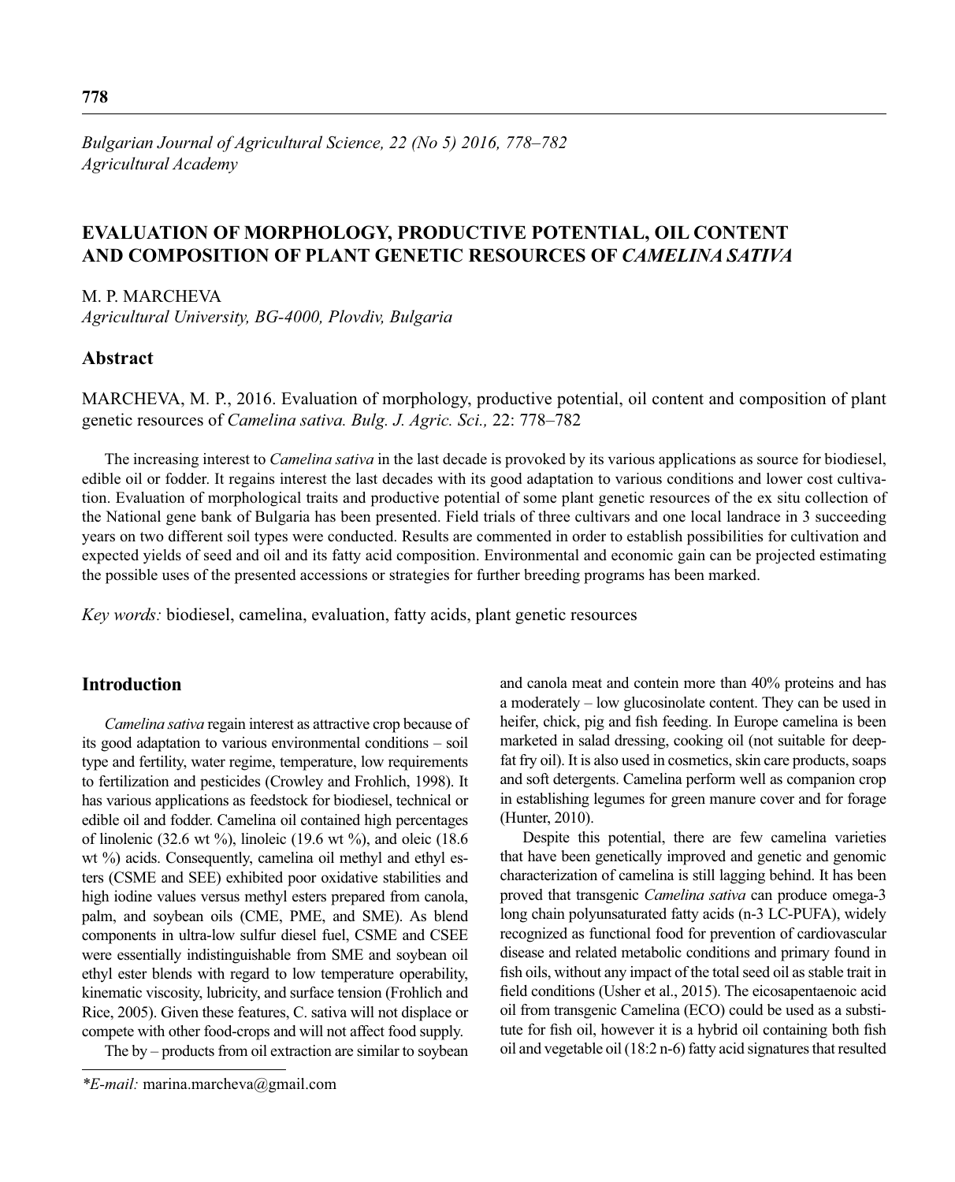*Bulgarian Journal of Agricultural Science, 22 (No 5) 2016, 778–782*
*Agricultural Academy*

# EVALUATION OF MORPHOLOGY, PRODUCTIVE POTENTIAL, OIL CONTENT AND COMPOSITION OF PLANT GENETIC RESOURCES OF *CAMELINA SATIVA*

M. P. MARCHEVA
*Agricultural University, BG-4000, Plovdiv, Bulgaria*

## Abstract

MARCHEVA, M. P., 2016. Evaluation of morphology, productive potential, oil content and composition of plant genetic resources of *Camelina sativa. Bulg. J. Agric. Sci.,* 22: 778–782

The increasing interest to *Camelina sativa* in the last decade is provoked by its various applications as source for biodiesel, edible oil or fodder. It regains interest the last decades with its good adaptation to various conditions and lower cost cultivation. Evaluation of morphological traits and productive potential of some plant genetic resources of the ex situ collection of the National gene bank of Bulgaria has been presented. Field trials of three cultivars and one local landrace in 3 succeeding years on two different soil types were conducted. Results are commented in order to establish possibilities for cultivation and expected yields of seed and oil and its fatty acid composition. Environmental and economic gain can be projected estimating the possible uses of the presented accessions or strategies for further breeding programs has been marked.

*Key words:* biodiesel, camelina, evaluation, fatty acids, plant genetic resources

## Introduction

*Camelina sativa* regain interest as attractive crop because of its good adaptation to various environmental conditions – soil type and fertility, water regime, temperature, low requirements to fertilization and pesticides (Crowley and Frohlich, 1998). It has various applications as feedstock for biodiesel, technical or edible oil and fodder. Camelina oil contained high percentages of linolenic (32.6 wt %), linoleic (19.6 wt %), and oleic (18.6 wt %) acids. Consequently, camelina oil methyl and ethyl esters (CSME and SEE) exhibited poor oxidative stabilities and high iodine values versus methyl esters prepared from canola, palm, and soybean oils (CME, PME, and SME). As blend components in ultra-low sulfur diesel fuel, CSME and CSEE were essentially indistinguishable from SME and soybean oil ethyl ester blends with regard to low temperature operability, kinematic viscosity, lubricity, and surface tension (Frohlich and Rice, 2005). Given these features, C. sativa will not displace or compete with other food-crops and will not affect food supply.

The by – products from oil extraction are similar to soybean and canola meat and contein more than 40% proteins and has a moderately – low glucosinolate content. They can be used in heifer, chick, pig and fish feeding. In Europe camelina is been marketed in salad dressing, cooking oil (not suitable for deep-fat fry oil). It is also used in cosmetics, skin care products, soaps and soft detergents. Camelina perform well as companion crop in establishing legumes for green manure cover and for forage (Hunter, 2010).

Despite this potential, there are few camelina varieties that have been genetically improved and genetic and genomic characterization of camelina is still lagging behind. It has been proved that transgenic *Camelina sativa* can produce omega-3 long chain polyunsaturated fatty acids (n-3 LC-PUFA), widely recognized as functional food for prevention of cardiovascular disease and related metabolic conditions and primary found in fish oils, without any impact of the total seed oil as stable trait in field conditions (Usher et al., 2015). The eicosapentaenoic acid oil from transgenic Camelina (ECO) could be used as a substitute for fish oil, however it is a hybrid oil containing both fish oil and vegetable oil (18:2 n-6) fatty acid signatures that resulted

*\*E-mail:* marina.marcheva@gmail.com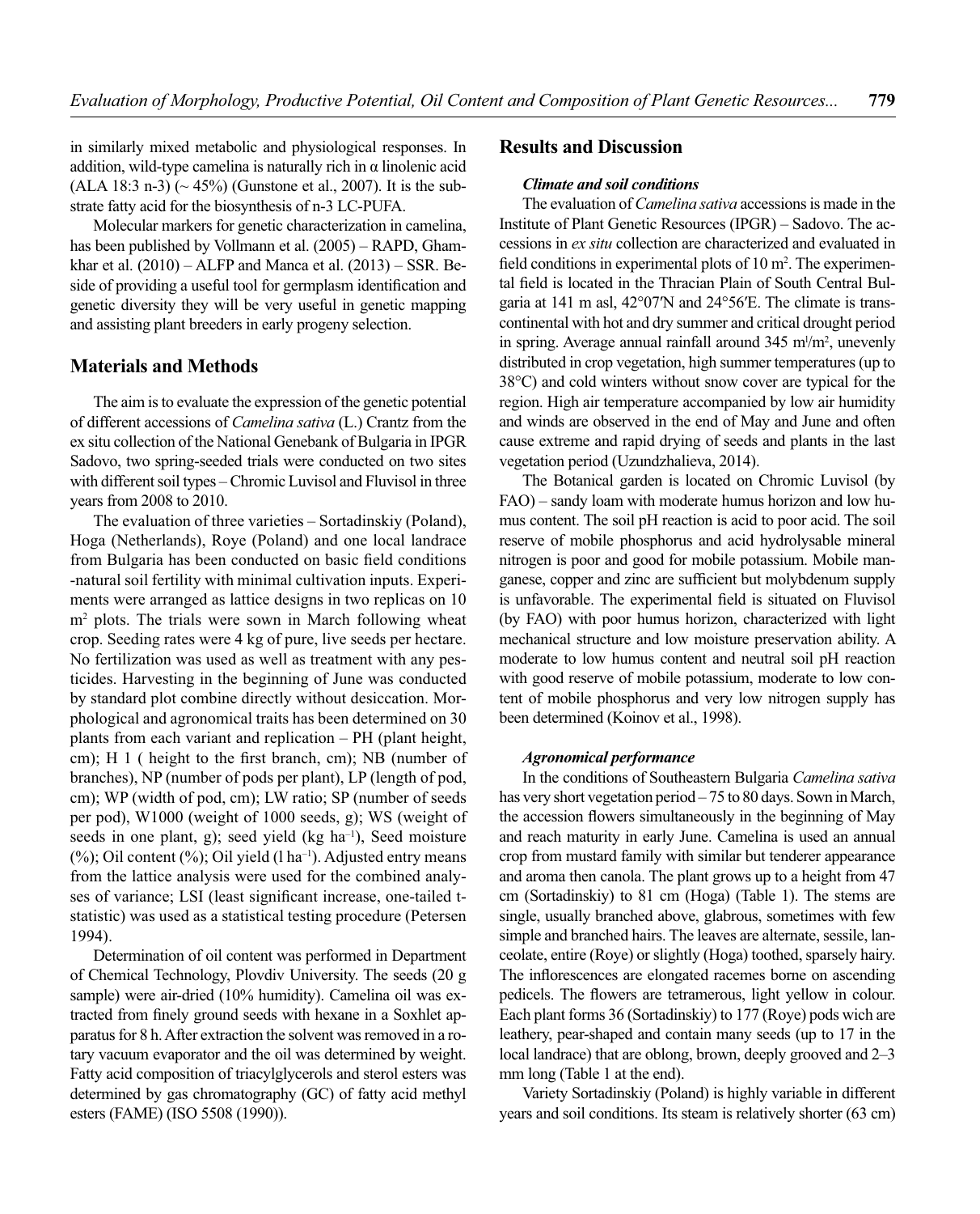in similarly mixed metabolic and physiological responses. In addition, wild-type camelina is naturally rich in α linolenic acid (ALA 18:3 n-3) (~ 45%) (Gunstone et al., 2007). It is the substrate fatty acid for the biosynthesis of n-3 LC-PUFA.

Molecular markers for genetic characterization in camelina, has been published by Vollmann et al. (2005) – RAPD, Ghamkhar et al. (2010) – ALFP and Manca et al. (2013) – SSR. Beside of providing a useful tool for germplasm identification and genetic diversity they will be very useful in genetic mapping and assisting plant breeders in early progeny selection.

## Materials and Methods

The aim is to evaluate the expression of the genetic potential of different accessions of *Camelina sativa* (L.) Crantz from the ex situ collection of the National Genebank of Bulgaria in IPGR Sadovo, two spring-seeded trials were conducted on two sites with different soil types – Chromic Luvisol and Fluvisol in three years from 2008 to 2010.

The evaluation of three varieties – Sortadinskiy (Poland), Hoga (Netherlands), Roye (Poland) and one local landrace from Bulgaria has been conducted on basic field conditions -natural soil fertility with minimal cultivation inputs. Experiments were arranged as lattice designs in two replicas on 10 $m^2$ plots. The trials were sown in March following wheat crop. Seeding rates were 4 kg of pure, live seeds per hectare. No fertilization was used as well as treatment with any pesticides. Harvesting in the beginning of June was conducted by standard plot combine directly without desiccation. Morphological and agronomical traits has been determined on 30 plants from each variant and replication – PH (plant height, cm); H 1 ( height to the first branch, cm); NB (number of branches), NP (number of pods per plant), LP (length of pod, cm); WP (width of pod, cm); LW ratio; SP (number of seeds per pod), W1000 (weight of 1000 seeds, g); WS (weight of seeds in one plant, g); seed yield (kg $ha^{-1}$), Seed moisture (%); Oil content (%); Oil yield (l $ha^{-1}$). Adjusted entry means from the lattice analysis were used for the combined analyses of variance; LSI (least significant increase, one-tailed t-statistic) was used as a statistical testing procedure (Petersen 1994).

Determination of oil content was performed in Department of Chemical Technology, Plovdiv University. The seeds (20 g sample) were air-dried (10% humidity). Camelina oil was extracted from finely ground seeds with hexane in a Soxhlet apparatus for 8 h. After extraction the solvent was removed in a rotary vacuum evaporator and the oil was determined by weight. Fatty acid composition of triacylglycerols and sterol esters was determined by gas chromatography (GC) of fatty acid methyl esters (FAME) (ISO 5508 (1990)).

## Results and Discussion

### *Climate and soil conditions*

The evaluation of *Camelina sativa* accessions is made in the Institute of Plant Genetic Resources (IPGR) – Sadovo. The accessions in *ex situ* collection are characterized and evaluated in field conditions in experimental plots of 10 $m^2$. The experimental field is located in the Thracian Plain of South Central Bulgaria at 141 m asl, 42°07′N and 24°56′E. The climate is transcontinental with hot and dry summer and critical drought period in spring. Average annual rainfall around 345 $m^l/m^2$, unevenly distributed in crop vegetation, high summer temperatures (up to 38°C) and cold winters without snow cover are typical for the region. High air temperature accompanied by low air humidity and winds are observed in the end of May and June and often cause extreme and rapid drying of seeds and plants in the last vegetation period (Uzundzhalieva, 2014).

The Botanical garden is located on Chromic Luvisol (by FAO) – sandy loam with moderate humus horizon and low humus content. The soil pH reaction is acid to poor acid. The soil reserve of mobile phosphorus and acid hydrolysable mineral nitrogen is poor and good for mobile potassium. Mobile manganese, copper and zinc are sufficient but molybdenum supply is unfavorable. The experimental field is situated on Fluvisol (by FAO) with poor humus horizon, characterized with light mechanical structure and low moisture preservation ability. A moderate to low humus content and neutral soil pH reaction with good reserve of mobile potassium, moderate to low content of mobile phosphorus and very low nitrogen supply has been determined (Koinov et al., 1998).

### *Agronomical performance*

In the conditions of Southeastern Bulgaria *Camelina sativa* has very short vegetation period – 75 to 80 days. Sown in March, the accession flowers simultaneously in the beginning of May and reach maturity in early June. Camelina is used an annual crop from mustard family with similar but tenderer appearance and aroma then canola. The plant grows up to a height from 47 cm (Sortadinskiy) to 81 cm (Hoga) (Table 1). The stems are single, usually branched above, glabrous, sometimes with few simple and branched hairs. The leaves are alternate, sessile, lanceolate, entire (Roye) or slightly (Hoga) toothed, sparsely hairy. The inflorescences are elongated racemes borne on ascending pedicels. The flowers are tetramerous, light yellow in colour. Each plant forms 36 (Sortadinskiy) to 177 (Roye) pods wich are leathery, pear-shaped and contain many seeds (up to 17 in the local landrace) that are oblong, brown, deeply grooved and 2–3 mm long (Table 1 at the end).

Variety Sortadinskiy (Poland) is highly variable in different years and soil conditions. Its steam is relatively shorter (63 cm)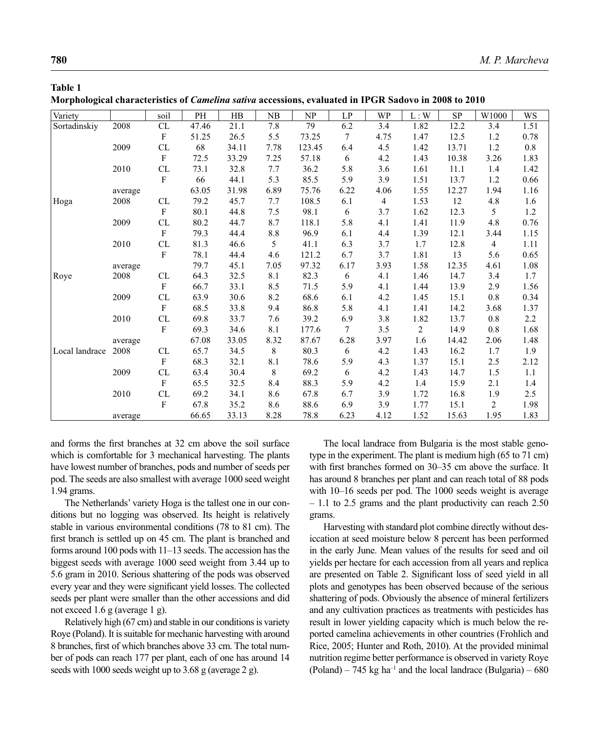**Table 1**
**Morphological characteristics of *Camelina sativa* accessions, evaluated in IPGR Sadovo in 2008 to 2010**

| Variety | | soil | PH | HB | NB | NP | LP | WP | L : W | SP | W1000 | WS |
|---|---|---|---|---|---|---|---|---|---|---|---|---|
| Sortadinskiy | 2008 | CL | 47.46 | 21.1 | 7.8 | 79 | 6.2 | 3.4 | 1.82 | 12.2 | 3.4 | 1.51 |
| | | F | 51.25 | 26.5 | 5.5 | 73.25 | 7 | 4.75 | 1.47 | 12.5 | 1.2 | 0.78 |
| | 2009 | CL | 68 | 34.11 | 7.78 | 123.45 | 6.4 | 4.5 | 1.42 | 13.71 | 1.2 | 0.8 |
| | | F | 72.5 | 33.29 | 7.25 | 57.18 | 6 | 4.2 | 1.43 | 10.38 | 3.26 | 1.83 |
| | 2010 | CL | 73.1 | 32.8 | 7.7 | 36.2 | 5.8 | 3.6 | 1.61 | 11.1 | 1.4 | 1.42 |
| | | F | 66 | 44.1 | 5.3 | 85.5 | 5.9 | 3.9 | 1.51 | 13.7 | 1.2 | 0.66 |
| | average | | 63.05 | 31.98 | 6.89 | 75.76 | 6.22 | 4.06 | 1.55 | 12.27 | 1.94 | 1.16 |
| Hoga | 2008 | CL | 79.2 | 45.7 | 7.7 | 108.5 | 6.1 | 4 | 1.53 | 12 | 4.8 | 1.6 |
| | | F | 80.1 | 44.8 | 7.5 | 98.1 | 6 | 3.7 | 1.62 | 12.3 | 5 | 1.2 |
| | 2009 | CL | 80.2 | 44.7 | 8.7 | 118.1 | 5.8 | 4.1 | 1.41 | 11.9 | 4.8 | 0.76 |
| | | F | 79.3 | 44.4 | 8.8 | 96.9 | 6.1 | 4.4 | 1.39 | 12.1 | 3.44 | 1.15 |
| | 2010 | CL | 81.3 | 46.6 | 5 | 41.1 | 6.3 | 3.7 | 1.7 | 12.8 | 4 | 1.11 |
| | | F | 78.1 | 44.4 | 4.6 | 121.2 | 6.7 | 3.7 | 1.81 | 13 | 5.6 | 0.65 |
| | average | | 79.7 | 45.1 | 7.05 | 97.32 | 6.17 | 3.93 | 1.58 | 12.35 | 4.61 | 1.08 |
| Roye | 2008 | CL | 64.3 | 32.5 | 8.1 | 82.3 | 6 | 4.1 | 1.46 | 14.7 | 3.4 | 1.7 |
| | | F | 66.7 | 33.1 | 8.5 | 71.5 | 5.9 | 4.1 | 1.44 | 13.9 | 2.9 | 1.56 |
| | 2009 | CL | 63.9 | 30.6 | 8.2 | 68.6 | 6.1 | 4.2 | 1.45 | 15.1 | 0.8 | 0.34 |
| | | F | 68.5 | 33.8 | 9.4 | 86.8 | 5.8 | 4.1 | 1.41 | 14.2 | 3.68 | 1.37 |
| | 2010 | CL | 69.8 | 33.7 | 7.6 | 39.2 | 6.9 | 3.8 | 1.82 | 13.7 | 0.8 | 2.2 |
| | | F | 69.3 | 34.6 | 8.1 | 177.6 | 7 | 3.5 | 2 | 14.9 | 0.8 | 1.68 |
| | average | | 67.08 | 33.05 | 8.32 | 87.67 | 6.28 | 3.97 | 1.6 | 14.42 | 2.06 | 1.48 |
| Local landrace | 2008 | CL | 65.7 | 34.5 | 8 | 80.3 | 6 | 4.2 | 1.43 | 16.2 | 1.7 | 1.9 |
| | | F | 68.3 | 32.1 | 8.1 | 78.6 | 5.9 | 4.3 | 1.37 | 15.1 | 2.5 | 2.12 |
| | 2009 | CL | 63.4 | 30.4 | 8 | 69.2 | 6 | 4.2 | 1.43 | 14.7 | 1.5 | 1.1 |
| | | F | 65.5 | 32.5 | 8.4 | 88.3 | 5.9 | 4.2 | 1.4 | 15.9 | 2.1 | 1.4 |
| | 2010 | CL | 69.2 | 34.1 | 8.6 | 67.8 | 6.7 | 3.9 | 1.72 | 16.8 | 1.9 | 2.5 |
| | | F | 67.8 | 35.2 | 8.6 | 88.6 | 6.9 | 3.9 | 1.77 | 15.1 | 2 | 1.98 |
| | average | | 66.65 | 33.13 | 8.28 | 78.8 | 6.23 | 4.12 | 1.52 | 15.63 | 1.95 | 1.83 |

and forms the first branches at 32 cm above the soil surface which is comfortable for 3 mechanical harvesting. The plants have lowest number of branches, pods and number of seeds per pod. The seeds are also smallest with average 1000 seed weight 1.94 grams.

The Netherlands' variety Hoga is the tallest one in our conditions but no logging was observed. Its height is relatively stable in various environmental conditions (78 to 81 cm). The first branch is settled up on 45 cm. The plant is branched and forms around 100 pods with 11–13 seeds. The accession has the biggest seeds with average 1000 seed weight from 3.44 up to 5.6 gram in 2010. Serious shattering of the pods was observed every year and they were significant yield losses. The collected seeds per plant were smaller than the other accessions and did not exceed 1.6 g (average 1 g).

Relatively high (67 cm) and stable in our conditions is variety Roye (Poland). It is suitable for mechanic harvesting with around 8 branches, first of which branches above 33 cm. The total number of pods can reach 177 per plant, each of one has around 14 seeds with 1000 seeds weight up to 3.68 g (average 2 g).

The local landrace from Bulgaria is the most stable genotype in the experiment. The plant is medium high (65 to 71 cm) with first branches formed on 30–35 cm above the surface. It has around 8 branches per plant and can reach total of 88 pods with 10–16 seeds per pod. The 1000 seeds weight is average – 1.1 to 2.5 grams and the plant productivity can reach 2.50 grams.

Harvesting with standard plot combine directly without desiccation at seed moisture below 8 percent has been performed in the early June. Mean values of the results for seed and oil yields per hectare for each accession from all years and replica are presented on Table 2. Significant loss of seed yield in all plots and genotypes has been observed because of the serious shattering of pods. Obviously the absence of mineral fertilizers and any cultivation practices as treatments with pesticides has result in lower yielding capacity which is much below the reported camelina achievements in other countries (Frohlich and Rice, 2005; Hunter and Roth, 2010). At the provided minimal nutrition regime better performance is observed in variety Roye (Poland) – 745 kg ha$^{-1}$ and the local landrace (Bulgaria) – 680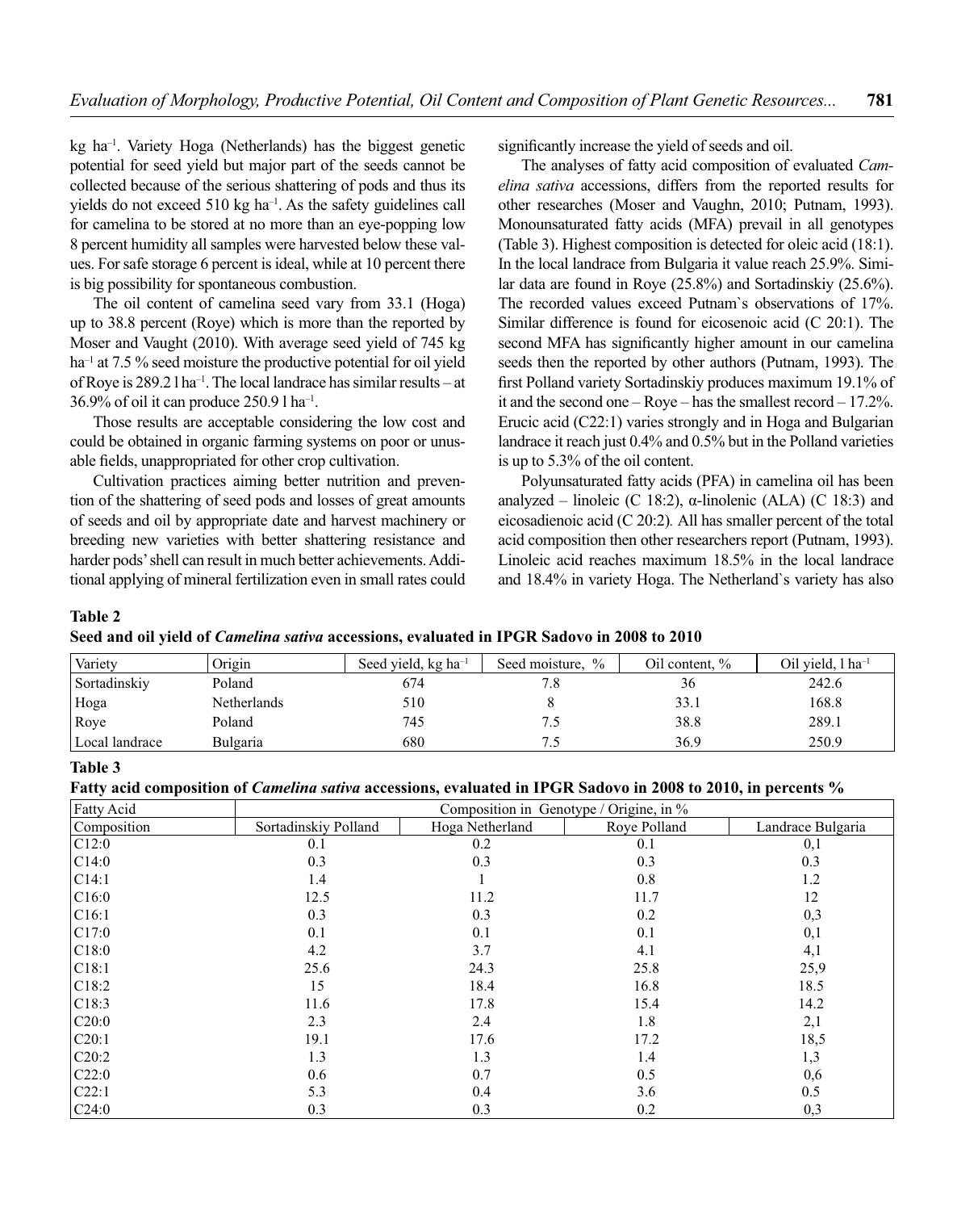kg ha$^{-1}$. Variety Hoga (Netherlands) has the biggest genetic potential for seed yield but major part of the seeds cannot be collected because of the serious shattering of pods and thus its yields do not exceed 510 kg ha$^{-1}$. As the safety guidelines call for camelina to be stored at no more than an eye-popping low 8 percent humidity all samples were harvested below these values. For safe storage 6 percent is ideal, while at 10 percent there is big possibility for spontaneous combustion.

The oil content of camelina seed vary from 33.1 (Hoga) up to 38.8 percent (Roye) which is more than the reported by Moser and Vaught (2010). With average seed yield of 745 kg ha$^{-1}$ at 7.5 % seed moisture the productive potential for oil yield of Roye is 289.2 l ha$^{-1}$. The local landrace has similar results – at 36.9% of oil it can produce 250.9 l ha$^{-1}$.

Those results are acceptable considering the low cost and could be obtained in organic farming systems on poor or unusable fields, unappropriated for other crop cultivation.

Cultivation practices aiming better nutrition and prevention of the shattering of seed pods and losses of great amounts of seeds and oil by appropriate date and harvest machinery or breeding new varieties with better shattering resistance and harder pods' shell can result in much better achievements. Additional applying of mineral fertilization even in small rates could significantly increase the yield of seeds and oil.

The analyses of fatty acid composition of evaluated *Camelina sativa* accessions, differs from the reported results for other researches (Moser and Vaughn, 2010; Putnam, 1993). Monounsaturated fatty acids (MFA) prevail in all genotypes (Table 3). Highest composition is detected for oleic acid (18:1). In the local landrace from Bulgaria it value reach 25.9%. Similar data are found in Roye (25.8%) and Sortadinskiy (25.6%). The recorded values exceed Putnam`s observations of 17%. Similar difference is found for eicosenoic acid (C 20:1). The second MFA has significantly higher amount in our camelina seeds then the reported by other authors (Putnam, 1993). The first Polland variety Sortadinskiy produces maximum 19.1% of it and the second one – Roye – has the smallest record – 17.2%. Erucic acid (C22:1) varies strongly and in Hoga and Bulgarian landrace it reach just 0.4% and 0.5% but in the Polland varieties is up to 5.3% of the oil content.

Polyunsaturated fatty acids (PFA) in camelina oil has been analyzed – linoleic (C 18:2), α-linolenic (ALA) (C 18:3) and eicosadienoic acid (C 20:2)*.* All has smaller percent of the total acid composition then other researchers report (Putnam, 1993). Linoleic acid reaches maximum 18.5% in the local landrace and 18.4% in variety Hoga. The Netherland`s variety has also

**Table 2**

**Seed and oil yield of *Camelina sativa* accessions, evaluated in IPGR Sadovo in 2008 to 2010**

| Variety | Origin | Seed yield, kg ha$^{-1}$ | Seed moisture, % | Oil content, % | Oil yield, l ha$^{-1}$ |
|---|---|---|---|---|---|
| Sortadinskiy | Poland | 674 | 7.8 | 36 | 242.6 |
| Hoga | Netherlands | 510 | 8 | 33.1 | 168.8 |
| Roye | Poland | 745 | 7.5 | 38.8 | 289.1 |
| Local landrace | Bulgaria | 680 | 7.5 | 36.9 | 250.9 |

**Table 3**

**Fatty acid composition of *Camelina sativa* accessions, evaluated in IPGR Sadovo in 2008 to 2010, in percents %**

| Fatty Acid | Composition in Genotype / Origine, in % | | | |
|---|---|---|---|---|
| Composition | Sortadinskiy Polland | Hoga Netherland | Roye Polland | Landrace Bulgaria |
| C12:0 | 0.1 | 0.2 | 0.1 | 0,1 |
| C14:0 | 0.3 | 0.3 | 0.3 | 0.3 |
| C14:1 | 1.4 | 1 | 0.8 | 1.2 |
| C16:0 | 12.5 | 11.2 | 11.7 | 12 |
| C16:1 | 0.3 | 0.3 | 0.2 | 0,3 |
| C17:0 | 0.1 | 0.1 | 0.1 | 0,1 |
| C18:0 | 4.2 | 3.7 | 4.1 | 4,1 |
| C18:1 | 25.6 | 24.3 | 25.8 | 25,9 |
| C18:2 | 15 | 18.4 | 16.8 | 18.5 |
| C18:3 | 11.6 | 17.8 | 15.4 | 14.2 |
| C20:0 | 2.3 | 2.4 | 1.8 | 2,1 |
| C20:1 | 19.1 | 17.6 | 17.2 | 18,5 |
| C20:2 | 1.3 | 1.3 | 1.4 | 1,3 |
| C22:0 | 0.6 | 0.7 | 0.5 | 0,6 |
| C22:1 | 5.3 | 0.4 | 3.6 | 0.5 |
| C24:0 | 0.3 | 0.3 | 0.2 | 0,3 |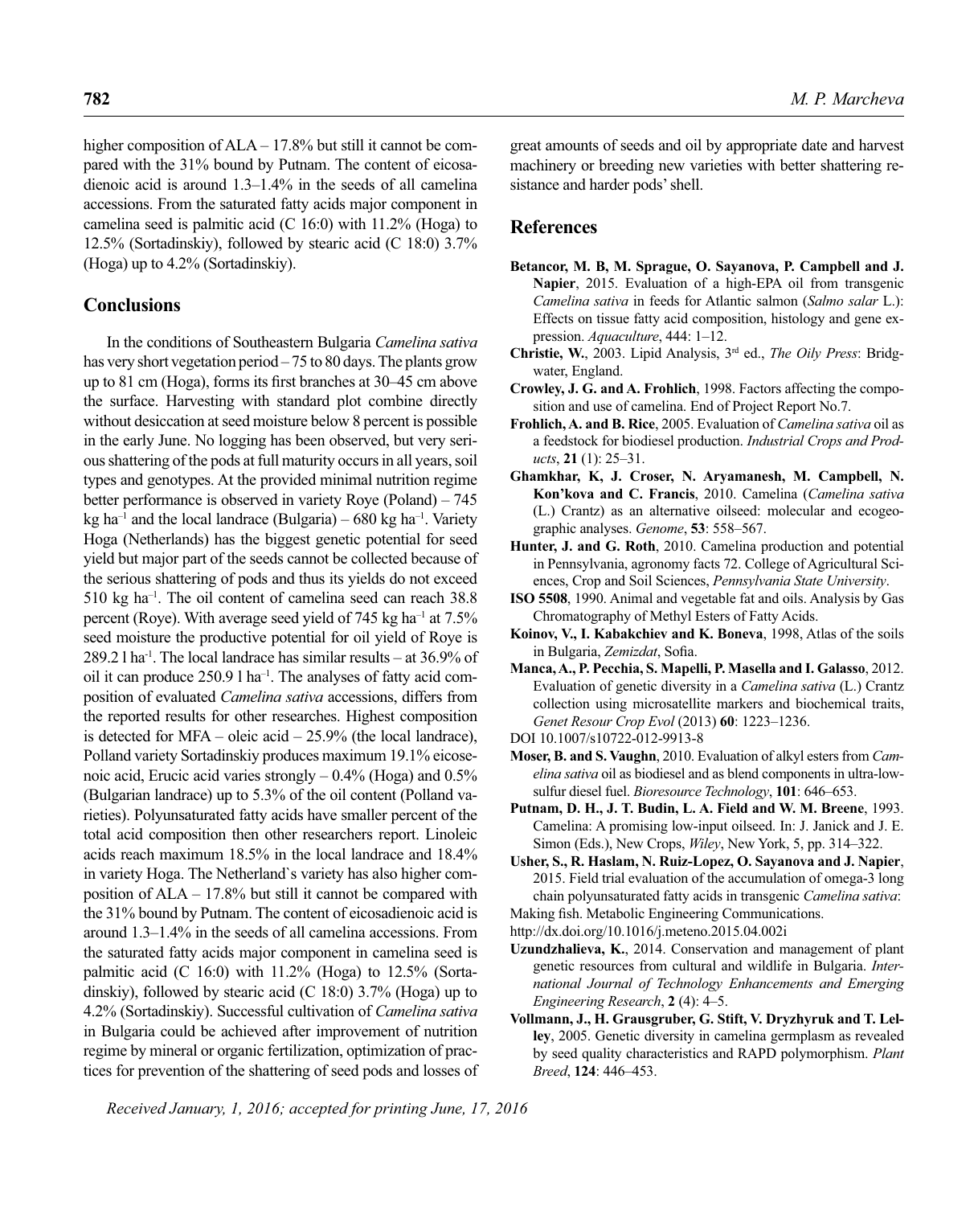higher composition of ALA – 17.8% but still it cannot be compared with the 31% bound by Putnam. The content of eicosadienoic acid is around 1.3–1.4% in the seeds of all camelina accessions. From the saturated fatty acids major component in camelina seed is palmitic acid (C 16:0) with 11.2% (Hoga) to 12.5% (Sortadinskiy), followed by stearic acid (C 18:0) 3.7% (Hoga) up to 4.2% (Sortadinskiy).

## Conclusions

In the conditions of Southeastern Bulgaria *Camelina sativa* has very short vegetation period – 75 to 80 days. The plants grow up to 81 cm (Hoga), forms its first branches at 30–45 cm above the surface. Harvesting with standard plot combine directly without desiccation at seed moisture below 8 percent is possible in the early June. No logging has been observed, but very serious shattering of the pods at full maturity occurs in all years, soil types and genotypes. At the provided minimal nutrition regime better performance is observed in variety Roye (Poland) – 745 kg ha$^{-1}$ and the local landrace (Bulgaria) – 680 kg ha$^{-1}$. Variety Hoga (Netherlands) has the biggest genetic potential for seed yield but major part of the seeds cannot be collected because of the serious shattering of pods and thus its yields do not exceed 510 kg ha$^{-1}$. The oil content of camelina seed can reach 38.8 percent (Roye). With average seed yield of 745 kg ha$^{-1}$ at 7.5% seed moisture the productive potential for oil yield of Roye is 289.2 l ha$^{-1}$. The local landrace has similar results – at 36.9% of oil it can produce 250.9 l ha$^{-1}$. The analyses of fatty acid composition of evaluated *Camelina sativa* accessions, differs from the reported results for other researches. Highest composition is detected for MFA – oleic acid – 25.9% (the local landrace), Polland variety Sortadinskiy produces maximum 19.1% eicosenoic acid, Erucic acid varies strongly – 0.4% (Hoga) and 0.5% (Bulgarian landrace) up to 5.3% of the oil content (Polland varieties). Polyunsaturated fatty acids have smaller percent of the total acid composition then other researchers report. Linoleic acids reach maximum 18.5% in the local landrace and 18.4% in variety Hoga. The Netherland`s variety has also higher composition of ALA – 17.8% but still it cannot be compared with the 31% bound by Putnam. The content of eicosadienoic acid is around 1.3–1.4% in the seeds of all camelina accessions. From the saturated fatty acids major component in camelina seed is palmitic acid (C 16:0) with 11.2% (Hoga) to 12.5% (Sortadinskiy), followed by stearic acid (C 18:0) 3.7% (Hoga) up to 4.2% (Sortadinskiy). Successful cultivation of *Camelina sativa* in Bulgaria could be achieved after improvement of nutrition regime by mineral or organic fertilization, optimization of practices for prevention of the shattering of seed pods and losses of great amounts of seeds and oil by appropriate date and harvest machinery or breeding new varieties with better shattering resistance and harder pods' shell.

## References

**Betancor, M. B, M. Sprague, O. Sayanova, P. Campbell and J. Napier**, 2015. Evaluation of a high-EPA oil from transgenic *Camelina sativa* in feeds for Atlantic salmon (*Salmo salar* L.): Effects on tissue fatty acid composition, histology and gene expression. *Aquaculture*, 444: 1–12.

**Christie, W.**, 2003. Lipid Analysis, 3rd ed., *The Oily Press*: Bridgwater, England.

**Crowley, J. G. and A. Frohlich**, 1998. Factors affecting the composition and use of camelina. End of Project Report No.7.

**Frohlich, A. and B. Rice**, 2005. Evaluation of *Camelina sativa* oil as a feedstock for biodiesel production. *Industrial Crops and Products*, **21** (1): 25–31.

**Ghamkhar, K, J. Croser, N. Aryamanesh, M. Campbell, N. Kon'kova and C. Francis**, 2010. Camelina (*Camelina sativa* (L.) Crantz) as an alternative oilseed: molecular and ecogeographic analyses. *Genome*, **53**: 558–567.

**Hunter, J. and G. Roth**, 2010. Camelina production and potential in Pennsylvania, agronomy facts 72. College of Agricultural Sciences, Crop and Soil Sciences, *Pennsylvania State University*.

**ISO 5508**, 1990. Animal and vegetable fat and oils. Analysis by Gas Chromatography of Methyl Esters of Fatty Acids.

**Koinov, V., I. Kabakchiev and K. Boneva**, 1998, Atlas of the soils in Bulgaria, *Zemizdat*, Sofia.

**Manca, A., P. Pecchia, S. Mapelli, P. Masella and I. Galasso**, 2012. Evaluation of genetic diversity in a *Camelina sativa* (L.) Crantz collection using microsatellite markers and biochemical traits, *Genet Resour Crop Evol* (2013) **60**: 1223–1236.
DOI 10.1007/s10722-012-9913-8

**Moser, B. and S. Vaughn**, 2010. Evaluation of alkyl esters from *Camelina sativa* oil as biodiesel and as blend components in ultra-low-sulfur diesel fuel. *Bioresource Technology*, **101**: 646–653.

**Putnam, D. H., J. T. Budin, L. A. Field and W. M. Breene**, 1993. Camelina: A promising low-input oilseed. In: J. Janick and J. E. Simon (Eds.), New Crops, *Wiley*, New York, 5, pp. 314–322.

**Usher, S., R. Haslam, N. Ruiz-Lopez, O. Sayanova and J. Napier**, 2015. Field trial evaluation of the accumulation of omega-3 long chain polyunsaturated fatty acids in transgenic *Camelina sativa*: Making fish. Metabolic Engineering Communications.
http://dx.doi.org/10.1016/j.meteno.2015.04.002i

**Uzundzhalieva, K.**, 2014. Conservation and management of plant genetic resources from cultural and wildlife in Bulgaria. *International Journal of Technology Enhancements and Emerging Engineering Research*, **2** (4): 4–5.

**Vollmann, J., H. Grausgruber, G. Stift, V. Dryzhyruk and T. Lelley**, 2005. Genetic diversity in camelina germplasm as revealed by seed quality characteristics and RAPD polymorphism. *Plant Breed*, **124**: 446–453.

*Received January, 1, 2016; accepted for printing June, 17, 2016*